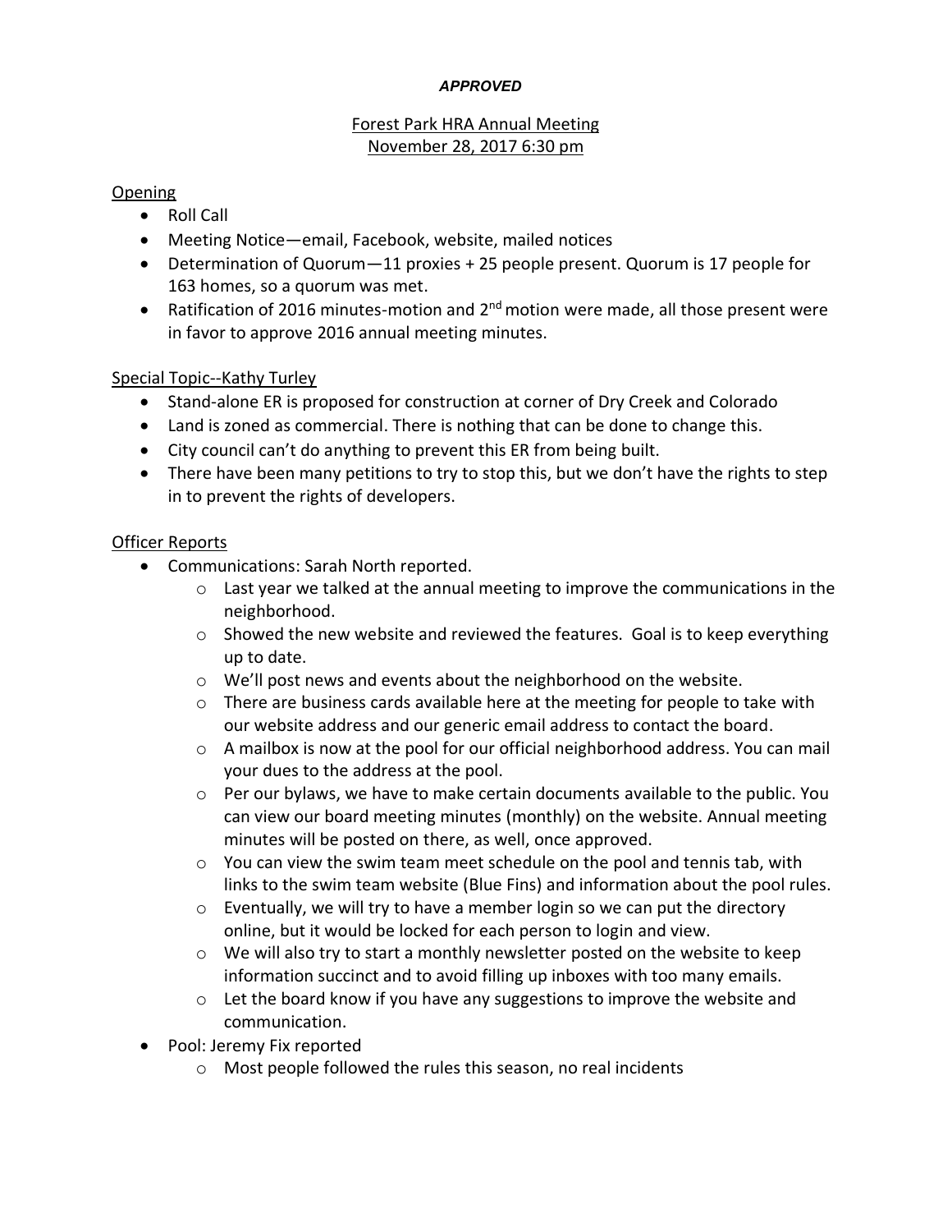***APPROVED***

# Forest Park HRA Annual Meeting
## November 28, 2017 6:30 pm

### Opening

- Roll Call
- Meeting Notice—email, Facebook, website, mailed notices
- Determination of Quorum—11 proxies + 25 people present. Quorum is 17 people for 163 homes, so a quorum was met.
- Ratification of 2016 minutes-motion and 2nd motion were made, all those present were in favor to approve 2016 annual meeting minutes.

### Special Topic--Kathy Turley

- Stand-alone ER is proposed for construction at corner of Dry Creek and Colorado
- Land is zoned as commercial. There is nothing that can be done to change this.
- City council can't do anything to prevent this ER from being built.
- There have been many petitions to try to stop this, but we don't have the rights to step in to prevent the rights of developers.

### Officer Reports

- Communications: Sarah North reported.
  - Last year we talked at the annual meeting to improve the communications in the neighborhood.
  - Showed the new website and reviewed the features. Goal is to keep everything up to date.
  - We'll post news and events about the neighborhood on the website.
  - There are business cards available here at the meeting for people to take with our website address and our generic email address to contact the board.
  - A mailbox is now at the pool for our official neighborhood address. You can mail your dues to the address at the pool.
  - Per our bylaws, we have to make certain documents available to the public. You can view our board meeting minutes (monthly) on the website. Annual meeting minutes will be posted on there, as well, once approved.
  - You can view the swim team meet schedule on the pool and tennis tab, with links to the swim team website (Blue Fins) and information about the pool rules.
  - Eventually, we will try to have a member login so we can put the directory online, but it would be locked for each person to login and view.
  - We will also try to start a monthly newsletter posted on the website to keep information succinct and to avoid filling up inboxes with too many emails.
  - Let the board know if you have any suggestions to improve the website and communication.
- Pool: Jeremy Fix reported
  - Most people followed the rules this season, no real incidents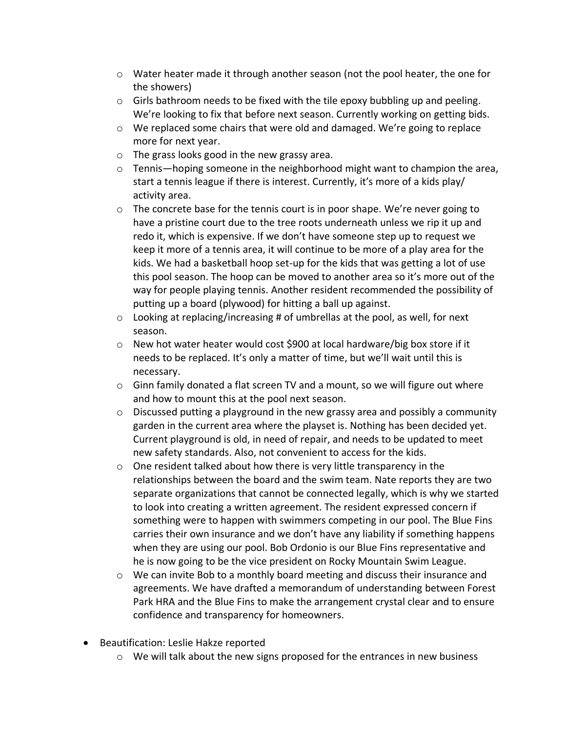- Water heater made it through another season (not the pool heater, the one for the showers)
- Girls bathroom needs to be fixed with the tile epoxy bubbling up and peeling. We're looking to fix that before next season. Currently working on getting bids.
- We replaced some chairs that were old and damaged. We're going to replace more for next year.
- The grass looks good in the new grassy area.
- Tennis—hoping someone in the neighborhood might want to champion the area, start a tennis league if there is interest. Currently, it's more of a kids play/ activity area.
- The concrete base for the tennis court is in poor shape. We're never going to have a pristine court due to the tree roots underneath unless we rip it up and redo it, which is expensive. If we don't have someone step up to request we keep it more of a tennis area, it will continue to be more of a play area for the kids. We had a basketball hoop set-up for the kids that was getting a lot of use this pool season. The hoop can be moved to another area so it's more out of the way for people playing tennis. Another resident recommended the possibility of putting up a board (plywood) for hitting a ball up against.
- Looking at replacing/increasing # of umbrellas at the pool, as well, for next season.
- New hot water heater would cost $900 at local hardware/big box store if it needs to be replaced. It's only a matter of time, but we'll wait until this is necessary.
- Ginn family donated a flat screen TV and a mount, so we will figure out where and how to mount this at the pool next season.
- Discussed putting a playground in the new grassy area and possibly a community garden in the current area where the playset is. Nothing has been decided yet. Current playground is old, in need of repair, and needs to be updated to meet new safety standards. Also, not convenient to access for the kids.
- One resident talked about how there is very little transparency in the relationships between the board and the swim team. Nate reports they are two separate organizations that cannot be connected legally, which is why we started to look into creating a written agreement. The resident expressed concern if something were to happen with swimmers competing in our pool. The Blue Fins carries their own insurance and we don't have any liability if something happens when they are using our pool. Bob Ordonio is our Blue Fins representative and he is now going to be the vice president on Rocky Mountain Swim League.
- We can invite Bob to a monthly board meeting and discuss their insurance and agreements. We have drafted a memorandum of understanding between Forest Park HRA and the Blue Fins to make the arrangement crystal clear and to ensure confidence and transparency for homeowners.

- Beautification: Leslie Hakze reported
  - We will talk about the new signs proposed for the entrances in new business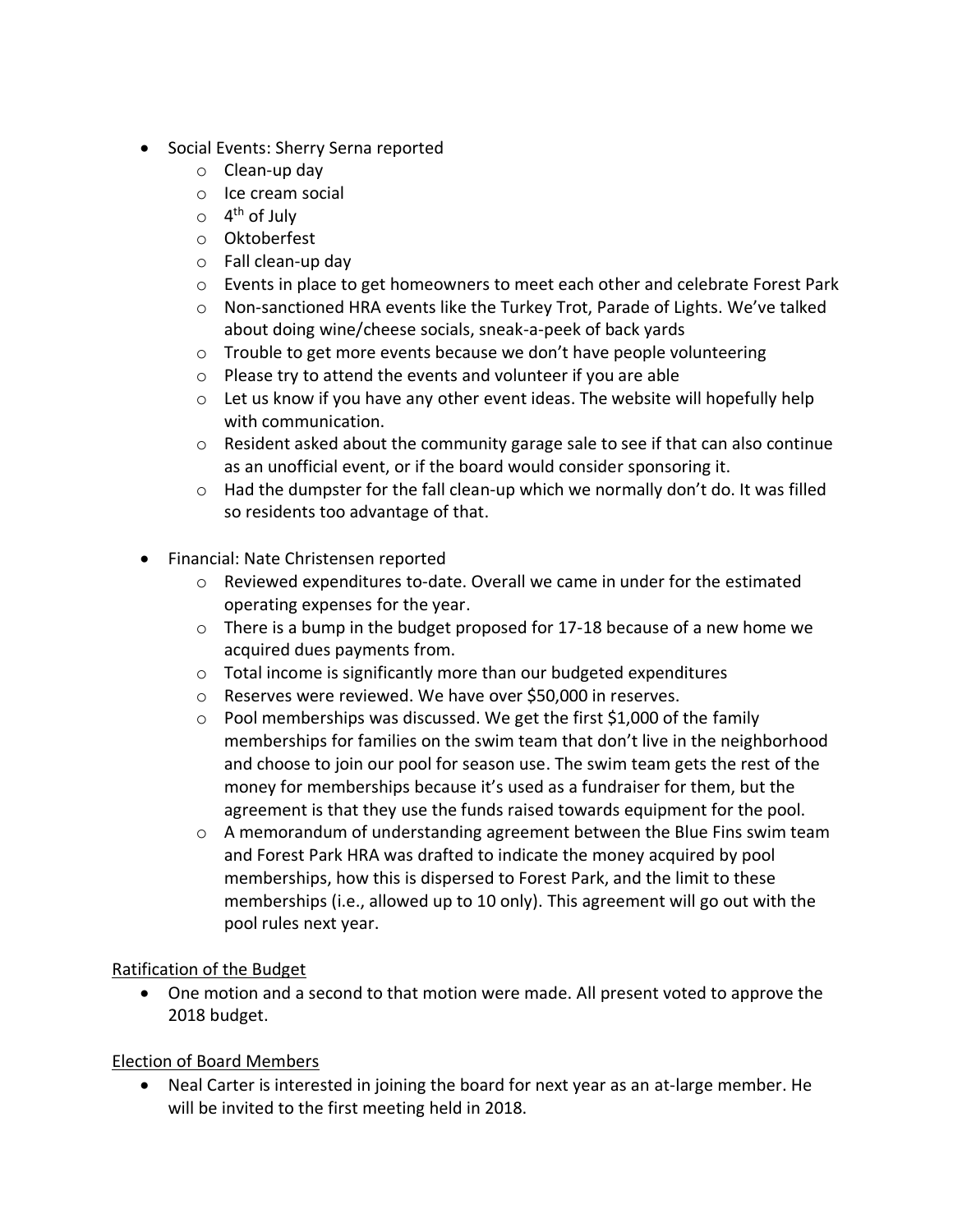- Social Events: Sherry Serna reported
    - Clean-up day
    - Ice cream social
    - 4th of July
    - Oktoberfest
    - Fall clean-up day
    - Events in place to get homeowners to meet each other and celebrate Forest Park
    - Non-sanctioned HRA events like the Turkey Trot, Parade of Lights. We've talked about doing wine/cheese socials, sneak-a-peek of back yards
    - Trouble to get more events because we don't have people volunteering
    - Please try to attend the events and volunteer if you are able
    - Let us know if you have any other event ideas. The website will hopefully help with communication.
    - Resident asked about the community garage sale to see if that can also continue as an unofficial event, or if the board would consider sponsoring it.
    - Had the dumpster for the fall clean-up which we normally don't do. It was filled so residents too advantage of that.

- Financial: Nate Christensen reported
    - Reviewed expenditures to-date. Overall we came in under for the estimated operating expenses for the year.
    - There is a bump in the budget proposed for 17-18 because of a new home we acquired dues payments from.
    - Total income is significantly more than our budgeted expenditures
    - Reserves were reviewed. We have over $50,000 in reserves.
    - Pool memberships was discussed. We get the first $1,000 of the family memberships for families on the swim team that don't live in the neighborhood and choose to join our pool for season use. The swim team gets the rest of the money for memberships because it's used as a fundraiser for them, but the agreement is that they use the funds raised towards equipment for the pool.
    - A memorandum of understanding agreement between the Blue Fins swim team and Forest Park HRA was drafted to indicate the money acquired by pool memberships, how this is dispersed to Forest Park, and the limit to these memberships (i.e., allowed up to 10 only). This agreement will go out with the pool rules next year.

<u>Ratification of the Budget</u>

- One motion and a second to that motion were made. All present voted to approve the 2018 budget.

<u>Election of Board Members</u>

- Neal Carter is interested in joining the board for next year as an at-large member. He will be invited to the first meeting held in 2018.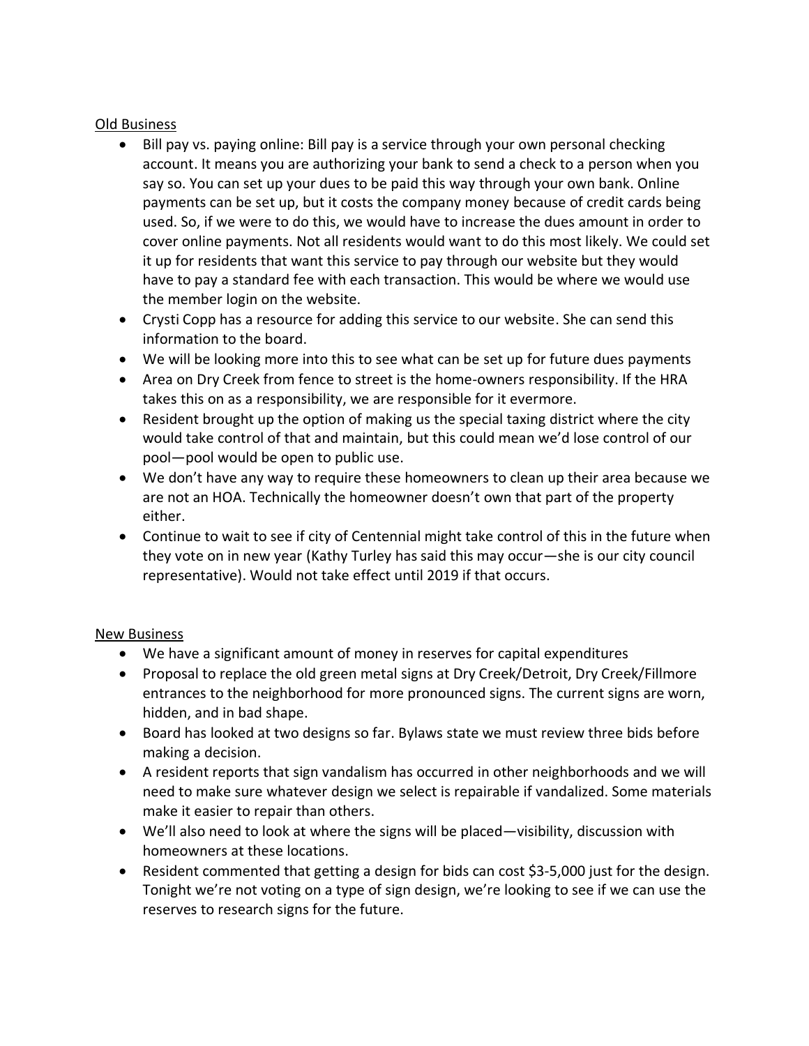<u>Old Business</u>

- Bill pay vs. paying online: Bill pay is a service through your own personal checking account. It means you are authorizing your bank to send a check to a person when you say so. You can set up your dues to be paid this way through your own bank. Online payments can be set up, but it costs the company money because of credit cards being used. So, if we were to do this, we would have to increase the dues amount in order to cover online payments. Not all residents would want to do this most likely. We could set it up for residents that want this service to pay through our website but they would have to pay a standard fee with each transaction. This would be where we would use the member login on the website.
- Crysti Copp has a resource for adding this service to our website. She can send this information to the board.
- We will be looking more into this to see what can be set up for future dues payments
- Area on Dry Creek from fence to street is the home-owners responsibility. If the HRA takes this on as a responsibility, we are responsible for it evermore.
- Resident brought up the option of making us the special taxing district where the city would take control of that and maintain, but this could mean we'd lose control of our pool—pool would be open to public use.
- We don't have any way to require these homeowners to clean up their area because we are not an HOA. Technically the homeowner doesn't own that part of the property either.
- Continue to wait to see if city of Centennial might take control of this in the future when they vote on in new year (Kathy Turley has said this may occur—she is our city council representative). Would not take effect until 2019 if that occurs.

<u>New Business</u>

- We have a significant amount of money in reserves for capital expenditures
- Proposal to replace the old green metal signs at Dry Creek/Detroit, Dry Creek/Fillmore entrances to the neighborhood for more pronounced signs. The current signs are worn, hidden, and in bad shape.
- Board has looked at two designs so far. Bylaws state we must review three bids before making a decision.
- A resident reports that sign vandalism has occurred in other neighborhoods and we will need to make sure whatever design we select is repairable if vandalized. Some materials make it easier to repair than others.
- We'll also need to look at where the signs will be placed—visibility, discussion with homeowners at these locations.
- Resident commented that getting a design for bids can cost $3-5,000 just for the design. Tonight we're not voting on a type of sign design, we're looking to see if we can use the reserves to research signs for the future.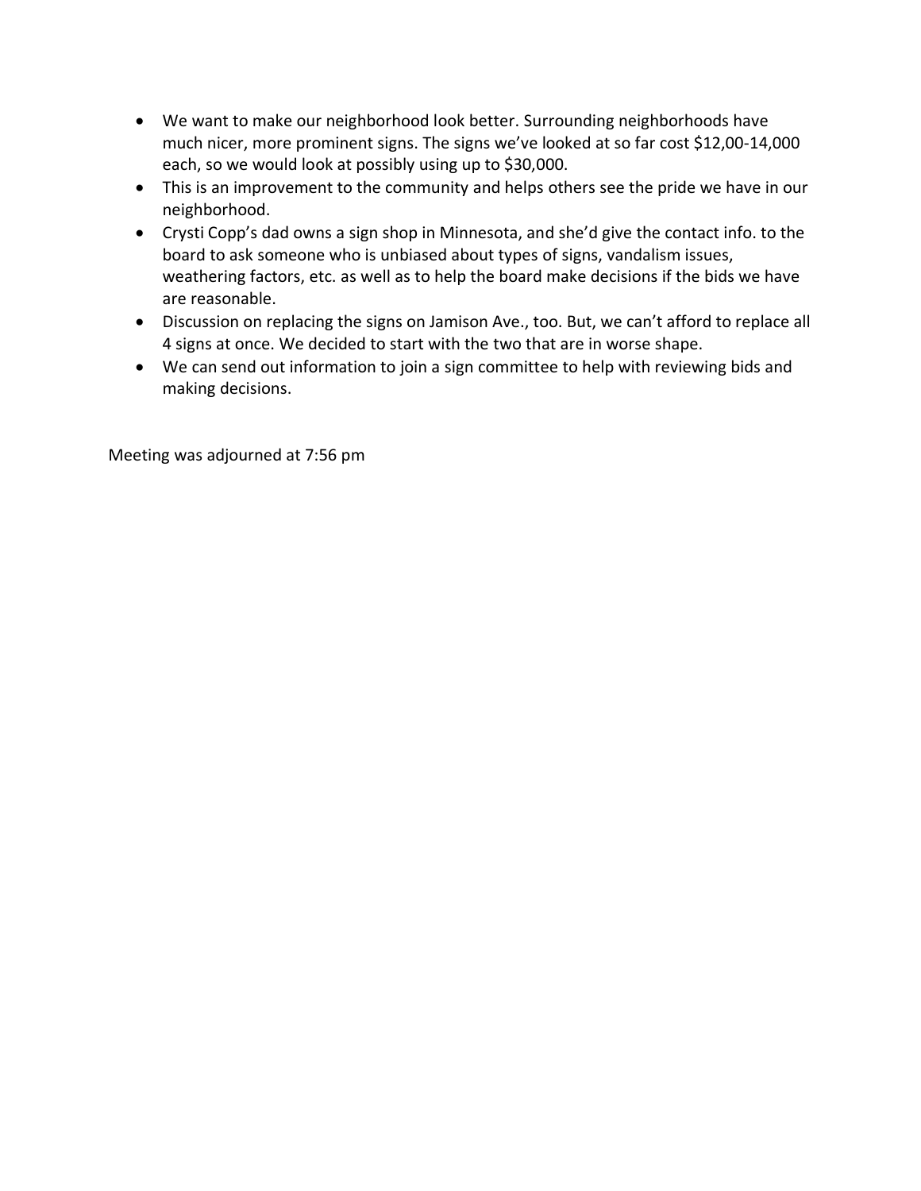- We want to make our neighborhood look better. Surrounding neighborhoods have much nicer, more prominent signs. The signs we've looked at so far cost $12,00-14,000 each, so we would look at possibly using up to $30,000.
- This is an improvement to the community and helps others see the pride we have in our neighborhood.
- Crysti Copp's dad owns a sign shop in Minnesota, and she'd give the contact info. to the board to ask someone who is unbiased about types of signs, vandalism issues, weathering factors, etc. as well as to help the board make decisions if the bids we have are reasonable.
- Discussion on replacing the signs on Jamison Ave., too. But, we can't afford to replace all 4 signs at once. We decided to start with the two that are in worse shape.
- We can send out information to join a sign committee to help with reviewing bids and making decisions.

Meeting was adjourned at 7:56 pm